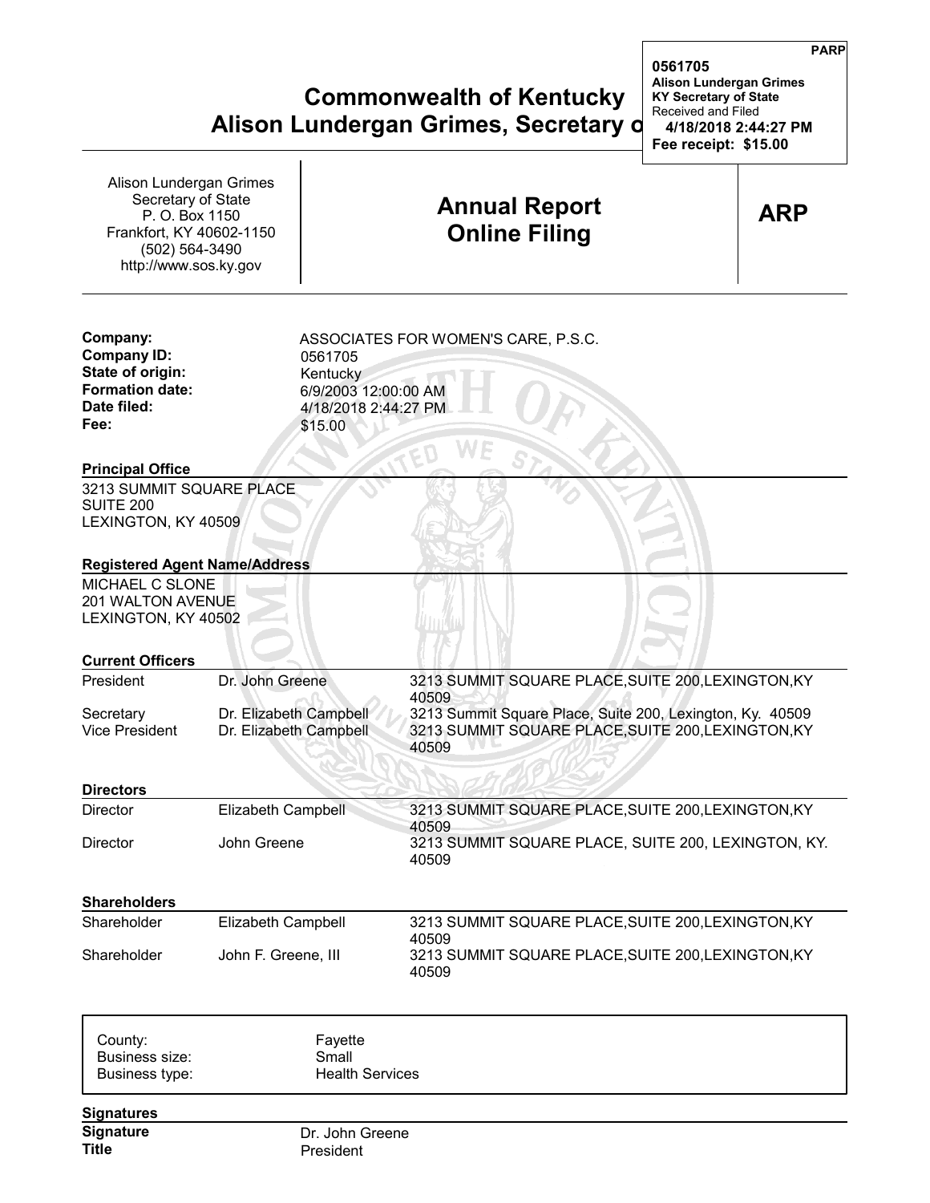PARP

**0561705**
**Alison Lundergan Grimes**
**KY Secretary of State**
Received and Filed
**4/18/2018 2:44:27 PM**
**Fee receipt: $15.00**

# Commonwealth of Kentucky
# Alison Lundergan Grimes, Secretary o

Alison Lundergan Grimes
Secretary of State
P. O. Box 1150
Frankfort, KY 40602-1150
(502) 564-3490
http://www.sos.ky.gov

## Annual Report Online Filing

**ARP**

| | |
|---|---|
| **Company:** | ASSOCIATES FOR WOMEN'S CARE, P.S.C. |
| **Company ID:** | 0561705 |
| **State of origin:** | Kentucky |
| **Formation date:** | 6/9/2003 12:00:00 AM |
| **Date filed:** | 4/18/2018 2:44:27 PM |
| **Fee:** | $15.00 |

**Principal Office**

3213 SUMMIT SQUARE PLACE
SUITE 200
LEXINGTON, KY 40509

**Registered Agent Name/Address**

MICHAEL C SLONE
201 WALTON AVENUE
LEXINGTON, KY 40502

**Current Officers**

| | | |
|---|---|---|
| President | Dr. John Greene | 3213 SUMMIT SQUARE PLACE,SUITE 200,LEXINGTON,KY 40509 |
| Secretary | Dr. Elizabeth Campbell | 3213 Summit Square Place, Suite 200, Lexington, Ky. 40509 |
| Vice President | Dr. Elizabeth Campbell | 3213 SUMMIT SQUARE PLACE,SUITE 200,LEXINGTON,KY 40509 |

**Directors**

| | | |
|---|---|---|
| Director | Elizabeth Campbell | 3213 SUMMIT SQUARE PLACE,SUITE 200,LEXINGTON,KY 40509 |
| Director | John Greene | 3213 SUMMIT SQUARE PLACE, SUITE 200, LEXINGTON, KY. 40509 |

**Shareholders**

| | | |
|---|---|---|
| Shareholder | Elizabeth Campbell | 3213 SUMMIT SQUARE PLACE,SUITE 200,LEXINGTON,KY 40509 |
| Shareholder | John F. Greene, III | 3213 SUMMIT SQUARE PLACE,SUITE 200,LEXINGTON,KY 40509 |

| | |
|---|---|
| County: | Fayette |
| Business size: | Small |
| Business type: | Health Services |

**Signatures**

| | |
|---|---|
| **Signature** | Dr. John Greene |
| **Title** | President |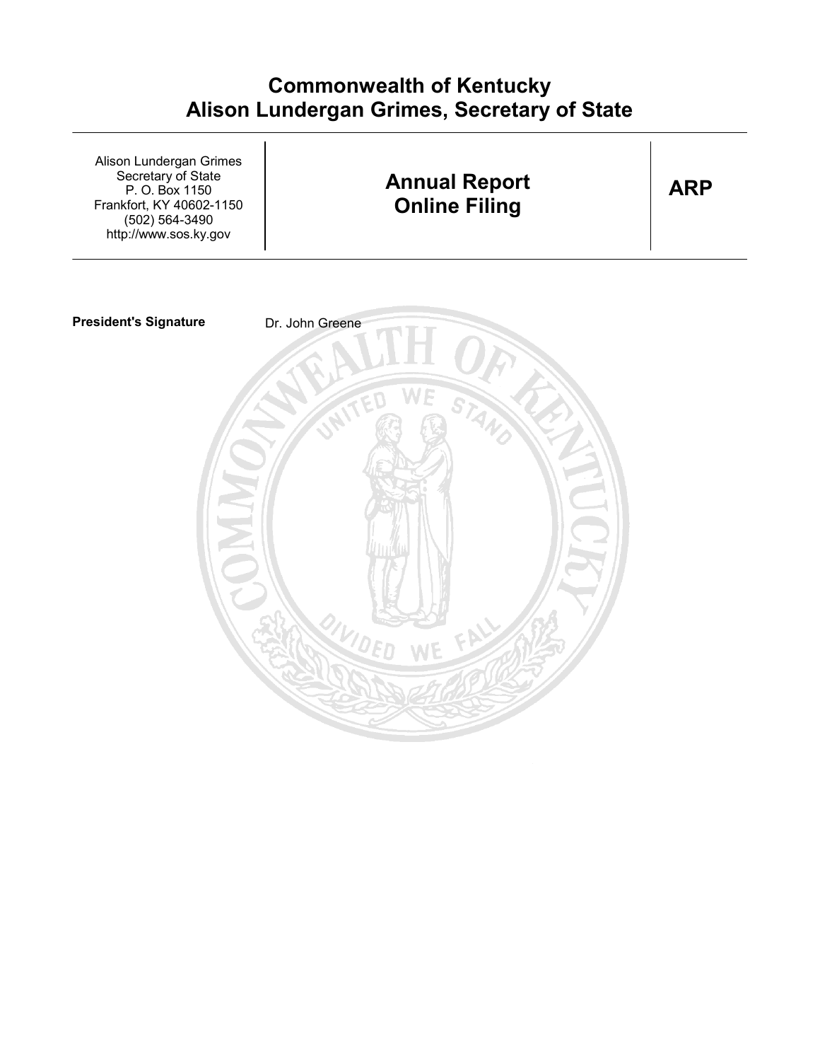# Commonwealth of Kentucky
# Alison Lundergan Grimes, Secretary of State

Alison Lundergan Grimes
Secretary of State
P. O. Box 1150
Frankfort, KY 40602-1150
(502) 564-3490
http://www.sos.ky.gov

## Annual Report Online Filing

**ARP**

**President's Signature** Dr. John Greene